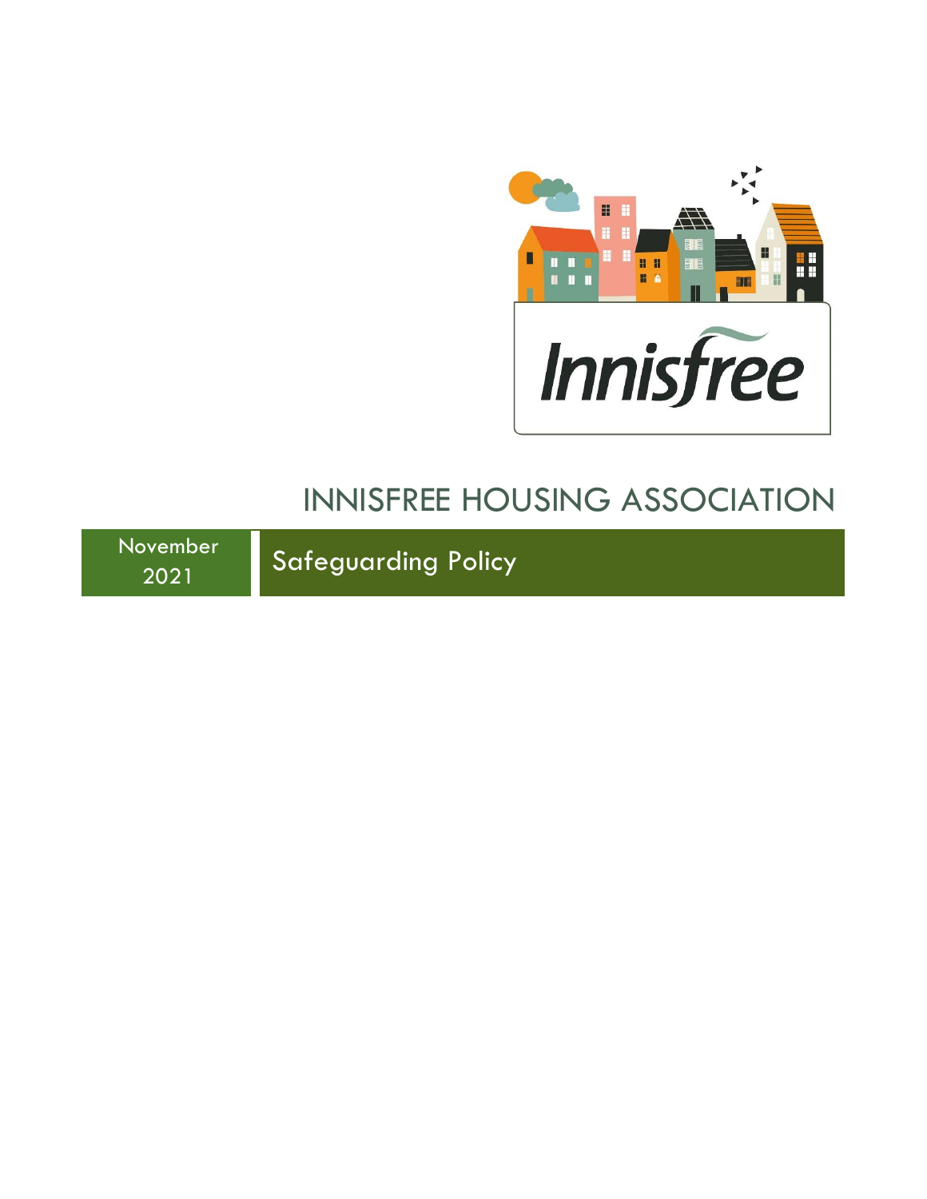Innisfree

# INNISFREE HOUSING ASSOCIATION

November 2021

## Safeguarding Policy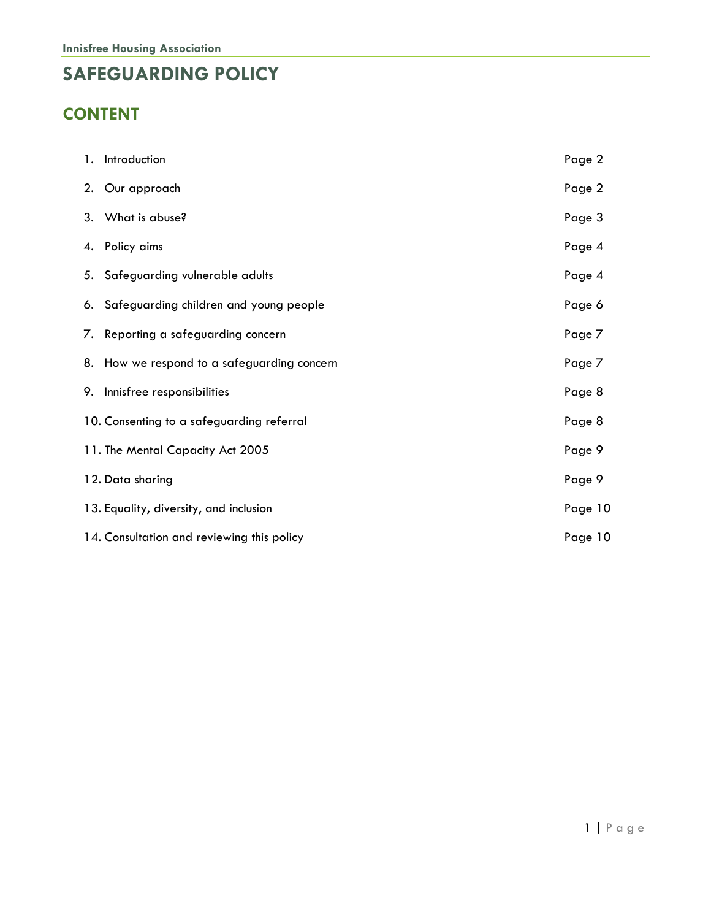# SAFEGUARDING POLICY

## CONTENT

| | |
|---|---|
| 1. Introduction | Page 2 |
| 2. Our approach | Page 2 |
| 3. What is abuse? | Page 3 |
| 4. Policy aims | Page 4 |
| 5. Safeguarding vulnerable adults | Page 4 |
| 6. Safeguarding children and young people | Page 6 |
| 7. Reporting a safeguarding concern | Page 7 |
| 8. How we respond to a safeguarding concern | Page 7 |
| 9. Innisfree responsibilities | Page 8 |
| 10. Consenting to a safeguarding referral | Page 8 |
| 11. The Mental Capacity Act 2005 | Page 9 |
| 12. Data sharing | Page 9 |
| 13. Equality, diversity, and inclusion | Page 10 |
| 14. Consultation and reviewing this policy | Page 10 |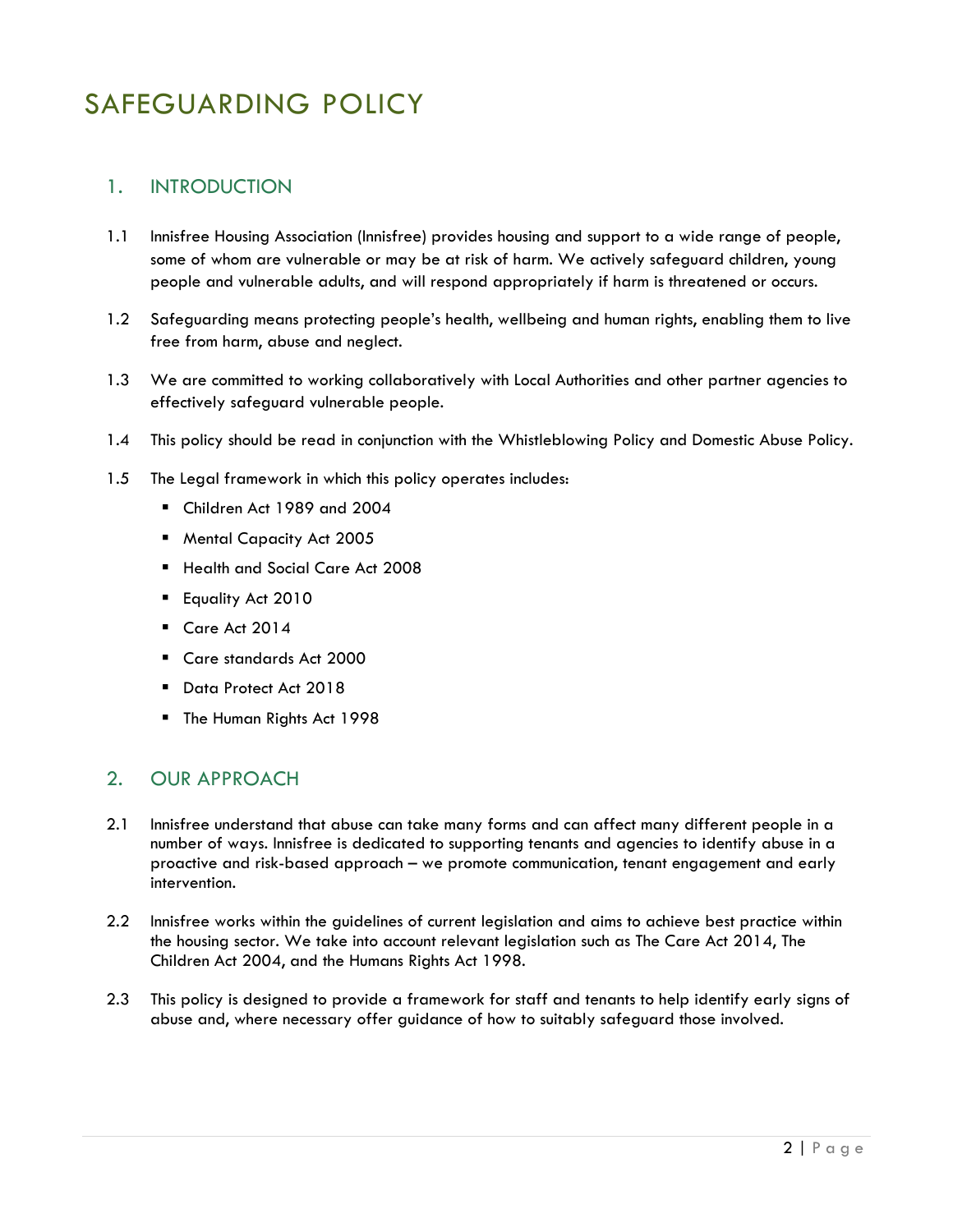# SAFEGUARDING POLICY

## 1. INTRODUCTION

1.1 Innisfree Housing Association (Innisfree) provides housing and support to a wide range of people, some of whom are vulnerable or may be at risk of harm. We actively safeguard children, young people and vulnerable adults, and will respond appropriately if harm is threatened or occurs.

1.2 Safeguarding means protecting people's health, wellbeing and human rights, enabling them to live free from harm, abuse and neglect.

1.3 We are committed to working collaboratively with Local Authorities and other partner agencies to effectively safeguard vulnerable people.

1.4 This policy should be read in conjunction with the Whistleblowing Policy and Domestic Abuse Policy.

1.5 The Legal framework in which this policy operates includes:

- Children Act 1989 and 2004
- Mental Capacity Act 2005
- Health and Social Care Act 2008
- Equality Act 2010
- Care Act 2014
- Care standards Act 2000
- Data Protect Act 2018
- The Human Rights Act 1998

## 2. OUR APPROACH

2.1 Innisfree understand that abuse can take many forms and can affect many different people in a number of ways. Innisfree is dedicated to supporting tenants and agencies to identify abuse in a proactive and risk-based approach – we promote communication, tenant engagement and early intervention.

2.2 Innisfree works within the guidelines of current legislation and aims to achieve best practice within the housing sector. We take into account relevant legislation such as The Care Act 2014, The Children Act 2004, and the Humans Rights Act 1998.

2.3 This policy is designed to provide a framework for staff and tenants to help identify early signs of abuse and, where necessary offer guidance of how to suitably safeguard those involved.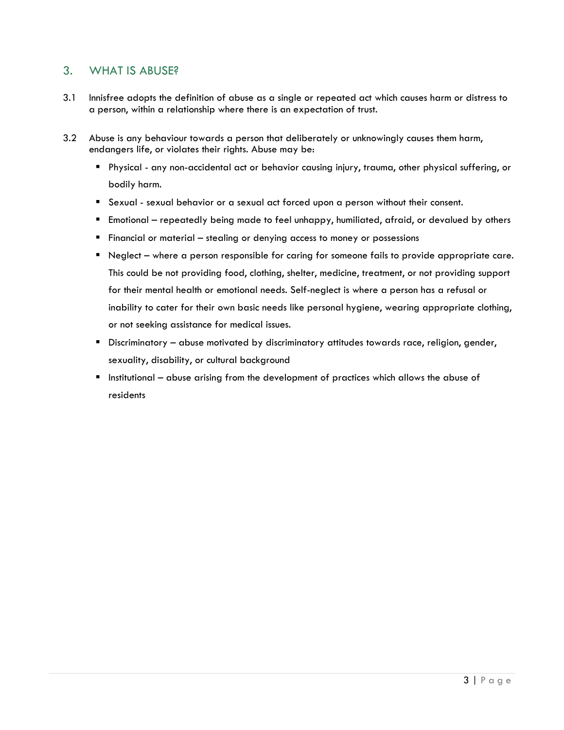## 3. WHAT IS ABUSE?

3.1 Innisfree adopts the definition of abuse as a single or repeated act which causes harm or distress to a person, within a relationship where there is an expectation of trust.

3.2 Abuse is any behaviour towards a person that deliberately or unknowingly causes them harm, endangers life, or violates their rights. Abuse may be:

- Physical - any non-accidental act or behavior causing injury, trauma, other physical suffering, or bodily harm.
- Sexual - sexual behavior or a sexual act forced upon a person without their consent.
- Emotional – repeatedly being made to feel unhappy, humiliated, afraid, or devalued by others
- Financial or material – stealing or denying access to money or possessions
- Neglect – where a person responsible for caring for someone fails to provide appropriate care. This could be not providing food, clothing, shelter, medicine, treatment, or not providing support for their mental health or emotional needs. Self-neglect is where a person has a refusal or inability to cater for their own basic needs like personal hygiene, wearing appropriate clothing, or not seeking assistance for medical issues.
- Discriminatory – abuse motivated by discriminatory attitudes towards race, religion, gender, sexuality, disability, or cultural background
- Institutional – abuse arising from the development of practices which allows the abuse of residents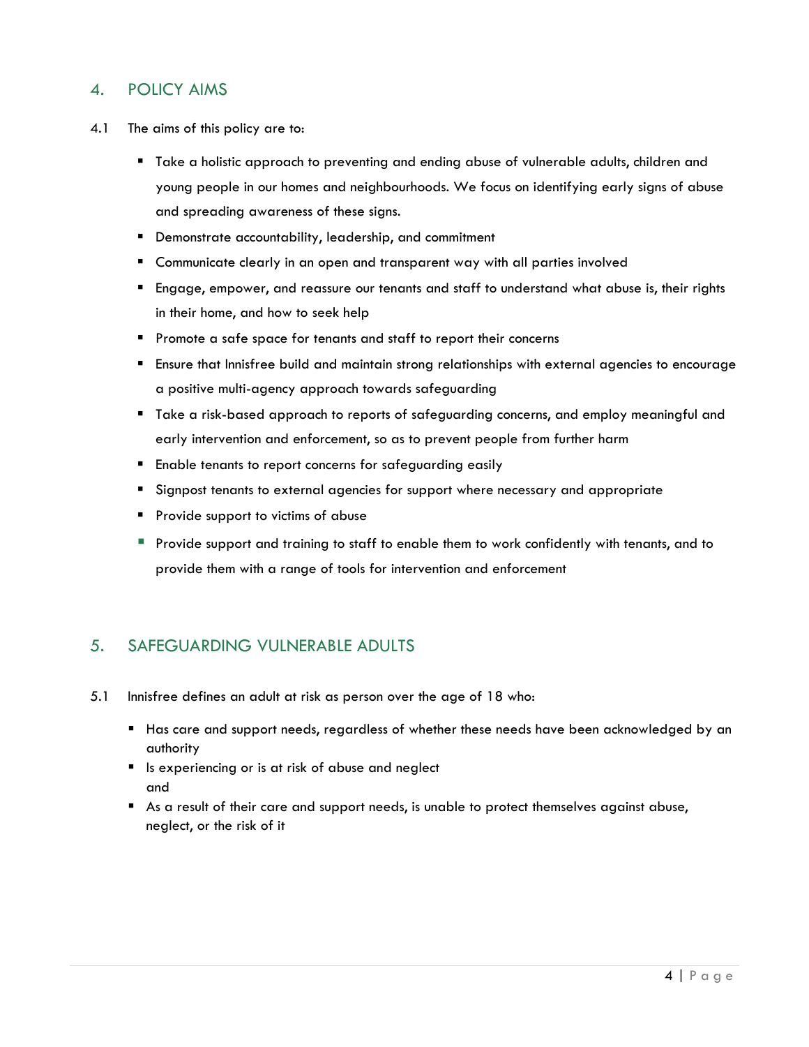## 4. POLICY AIMS

4.1 The aims of this policy are to:

- Take a holistic approach to preventing and ending abuse of vulnerable adults, children and young people in our homes and neighbourhoods. We focus on identifying early signs of abuse and spreading awareness of these signs.
- Demonstrate accountability, leadership, and commitment
- Communicate clearly in an open and transparent way with all parties involved
- Engage, empower, and reassure our tenants and staff to understand what abuse is, their rights in their home, and how to seek help
- Promote a safe space for tenants and staff to report their concerns
- Ensure that Innisfree build and maintain strong relationships with external agencies to encourage a positive multi-agency approach towards safeguarding
- Take a risk-based approach to reports of safeguarding concerns, and employ meaningful and early intervention and enforcement, so as to prevent people from further harm
- Enable tenants to report concerns for safeguarding easily
- Signpost tenants to external agencies for support where necessary and appropriate
- Provide support to victims of abuse
- Provide support and training to staff to enable them to work confidently with tenants, and to provide them with a range of tools for intervention and enforcement

## 5. SAFEGUARDING VULNERABLE ADULTS

5.1 Innisfree defines an adult at risk as person over the age of 18 who:

- Has care and support needs, regardless of whether these needs have been acknowledged by an authority
- Is experiencing or is at risk of abuse and neglect
  and
- As a result of their care and support needs, is unable to protect themselves against abuse, neglect, or the risk of it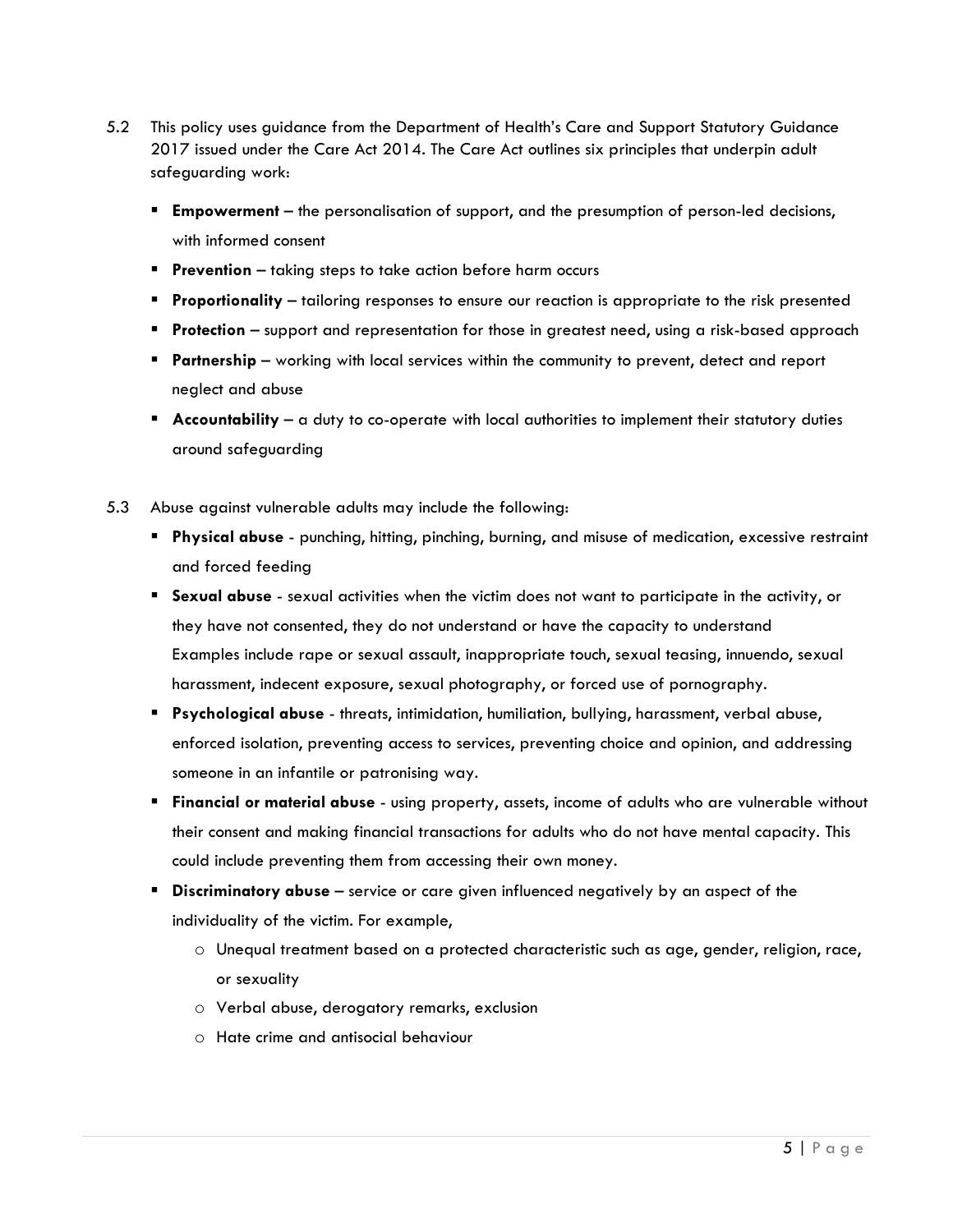5.2 This policy uses guidance from the Department of Health's Care and Support Statutory Guidance 2017 issued under the Care Act 2014. The Care Act outlines six principles that underpin adult safeguarding work:

- **Empowerment** – the personalisation of support, and the presumption of person-led decisions, with informed consent
- **Prevention** – taking steps to take action before harm occurs
- **Proportionality** – tailoring responses to ensure our reaction is appropriate to the risk presented
- **Protection** – support and representation for those in greatest need, using a risk-based approach
- **Partnership** – working with local services within the community to prevent, detect and report neglect and abuse
- **Accountability** – a duty to co-operate with local authorities to implement their statutory duties around safeguarding

5.3 Abuse against vulnerable adults may include the following:

- **Physical abuse** - punching, hitting, pinching, burning, and misuse of medication, excessive restraint and forced feeding
- **Sexual abuse** - sexual activities when the victim does not want to participate in the activity, or they have not consented, they do not understand or have the capacity to understand Examples include rape or sexual assault, inappropriate touch, sexual teasing, innuendo, sexual harassment, indecent exposure, sexual photography, or forced use of pornography.
- **Psychological abuse** - threats, intimidation, humiliation, bullying, harassment, verbal abuse, enforced isolation, preventing access to services, preventing choice and opinion, and addressing someone in an infantile or patronising way.
- **Financial or material abuse** - using property, assets, income of adults who are vulnerable without their consent and making financial transactions for adults who do not have mental capacity. This could include preventing them from accessing their own money.
- **Discriminatory abuse** – service or care given influenced negatively by an aspect of the individuality of the victim. For example,
  - Unequal treatment based on a protected characteristic such as age, gender, religion, race, or sexuality
  - Verbal abuse, derogatory remarks, exclusion
  - Hate crime and antisocial behaviour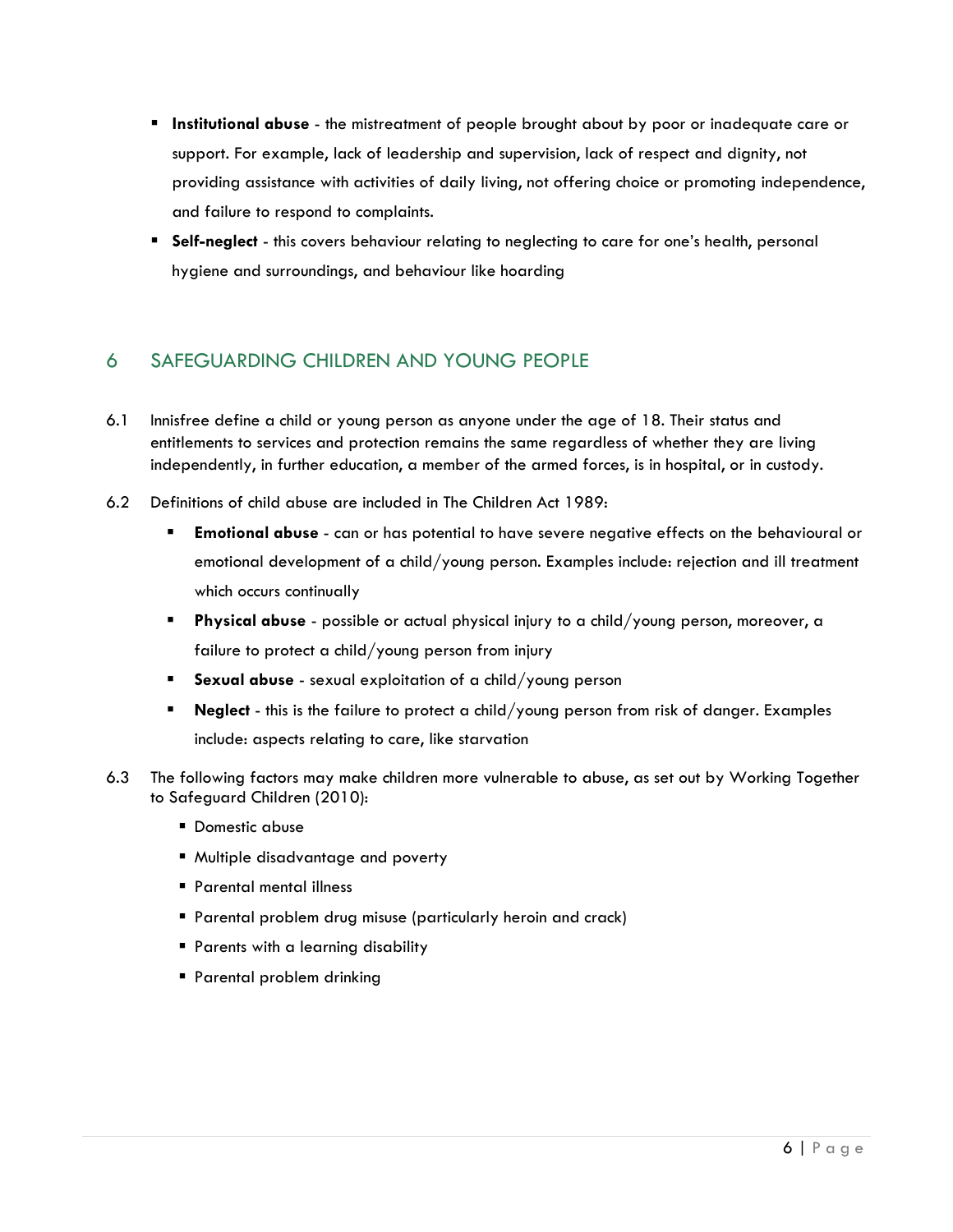- **Institutional abuse** - the mistreatment of people brought about by poor or inadequate care or support. For example, lack of leadership and supervision, lack of respect and dignity, not providing assistance with activities of daily living, not offering choice or promoting independence, and failure to respond to complaints.
- **Self-neglect** - this covers behaviour relating to neglecting to care for one's health, personal hygiene and surroundings, and behaviour like hoarding

## 6 SAFEGUARDING CHILDREN AND YOUNG PEOPLE

6.1 Innisfree define a child or young person as anyone under the age of 18. Their status and entitlements to services and protection remains the same regardless of whether they are living independently, in further education, a member of the armed forces, is in hospital, or in custody.

6.2 Definitions of child abuse are included in The Children Act 1989:

- **Emotional abuse** - can or has potential to have severe negative effects on the behavioural or emotional development of a child/young person. Examples include: rejection and ill treatment which occurs continually
- **Physical abuse** - possible or actual physical injury to a child/young person, moreover, a failure to protect a child/young person from injury
- **Sexual abuse** - sexual exploitation of a child/young person
- **Neglect** - this is the failure to protect a child/young person from risk of danger. Examples include: aspects relating to care, like starvation

6.3 The following factors may make children more vulnerable to abuse, as set out by Working Together to Safeguard Children (2010):

- Domestic abuse
- Multiple disadvantage and poverty
- Parental mental illness
- Parental problem drug misuse (particularly heroin and crack)
- Parents with a learning disability
- Parental problem drinking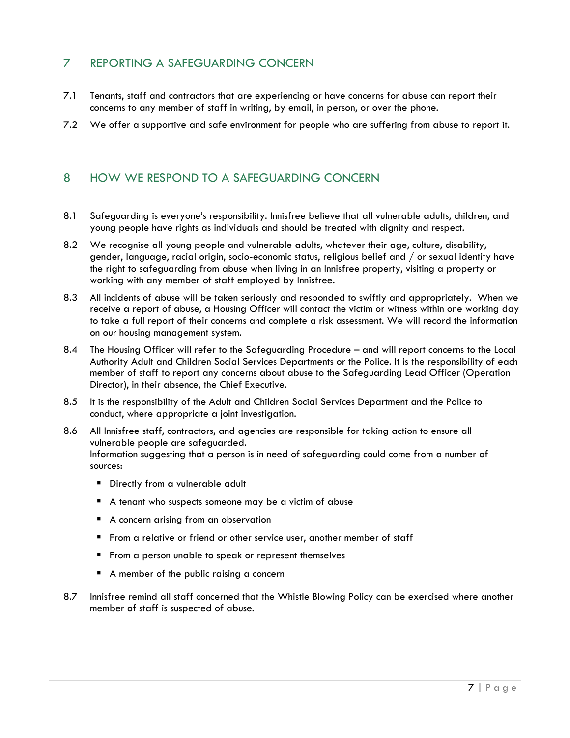## 7 REPORTING A SAFEGUARDING CONCERN

7.1 Tenants, staff and contractors that are experiencing or have concerns for abuse can report their concerns to any member of staff in writing, by email, in person, or over the phone.

7.2 We offer a supportive and safe environment for people who are suffering from abuse to report it.

## 8 HOW WE RESPOND TO A SAFEGUARDING CONCERN

8.1 Safeguarding is everyone's responsibility. Innisfree believe that all vulnerable adults, children, and young people have rights as individuals and should be treated with dignity and respect.

8.2 We recognise all young people and vulnerable adults, whatever their age, culture, disability, gender, language, racial origin, socio-economic status, religious belief and / or sexual identity have the right to safeguarding from abuse when living in an Innisfree property, visiting a property or working with any member of staff employed by Innisfree.

8.3 All incidents of abuse will be taken seriously and responded to swiftly and appropriately. When we receive a report of abuse, a Housing Officer will contact the victim or witness within one working day to take a full report of their concerns and complete a risk assessment. We will record the information on our housing management system.

8.4 The Housing Officer will refer to the Safeguarding Procedure – and will report concerns to the Local Authority Adult and Children Social Services Departments or the Police. It is the responsibility of each member of staff to report any concerns about abuse to the Safeguarding Lead Officer (Operation Director), in their absence, the Chief Executive.

8.5 It is the responsibility of the Adult and Children Social Services Department and the Police to conduct, where appropriate a joint investigation.

8.6 All Innisfree staff, contractors, and agencies are responsible for taking action to ensure all vulnerable people are safeguarded.
Information suggesting that a person is in need of safeguarding could come from a number of sources:

- Directly from a vulnerable adult
- A tenant who suspects someone may be a victim of abuse
- A concern arising from an observation
- From a relative or friend or other service user, another member of staff
- From a person unable to speak or represent themselves
- A member of the public raising a concern

8.7 Innisfree remind all staff concerned that the Whistle Blowing Policy can be exercised where another member of staff is suspected of abuse.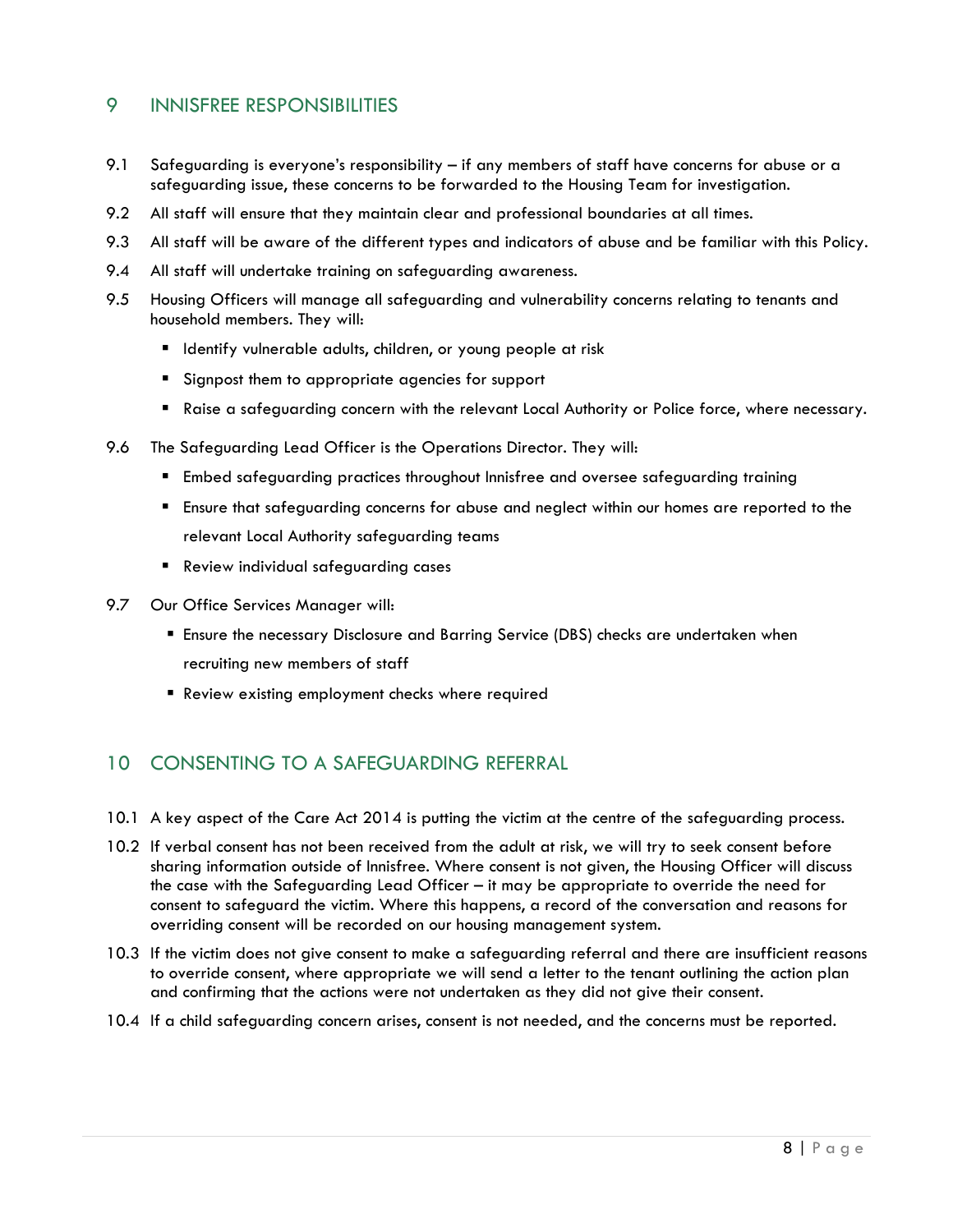## 9 INNISFREE RESPONSIBILITIES

9.1 Safeguarding is everyone's responsibility – if any members of staff have concerns for abuse or a safeguarding issue, these concerns to be forwarded to the Housing Team for investigation.

9.2 All staff will ensure that they maintain clear and professional boundaries at all times.

9.3 All staff will be aware of the different types and indicators of abuse and be familiar with this Policy.

9.4 All staff will undertake training on safeguarding awareness.

9.5 Housing Officers will manage all safeguarding and vulnerability concerns relating to tenants and household members. They will:

- Identify vulnerable adults, children, or young people at risk
- Signpost them to appropriate agencies for support
- Raise a safeguarding concern with the relevant Local Authority or Police force, where necessary.

9.6 The Safeguarding Lead Officer is the Operations Director. They will:

- Embed safeguarding practices throughout Innisfree and oversee safeguarding training
- Ensure that safeguarding concerns for abuse and neglect within our homes are reported to the relevant Local Authority safeguarding teams
- Review individual safeguarding cases

9.7 Our Office Services Manager will:

- Ensure the necessary Disclosure and Barring Service (DBS) checks are undertaken when recruiting new members of staff
- Review existing employment checks where required

## 10 CONSENTING TO A SAFEGUARDING REFERRAL

10.1 A key aspect of the Care Act 2014 is putting the victim at the centre of the safeguarding process.

10.2 If verbal consent has not been received from the adult at risk, we will try to seek consent before sharing information outside of Innisfree. Where consent is not given, the Housing Officer will discuss the case with the Safeguarding Lead Officer – it may be appropriate to override the need for consent to safeguard the victim. Where this happens, a record of the conversation and reasons for overriding consent will be recorded on our housing management system.

10.3 If the victim does not give consent to make a safeguarding referral and there are insufficient reasons to override consent, where appropriate we will send a letter to the tenant outlining the action plan and confirming that the actions were not undertaken as they did not give their consent.

10.4 If a child safeguarding concern arises, consent is not needed, and the concerns must be reported.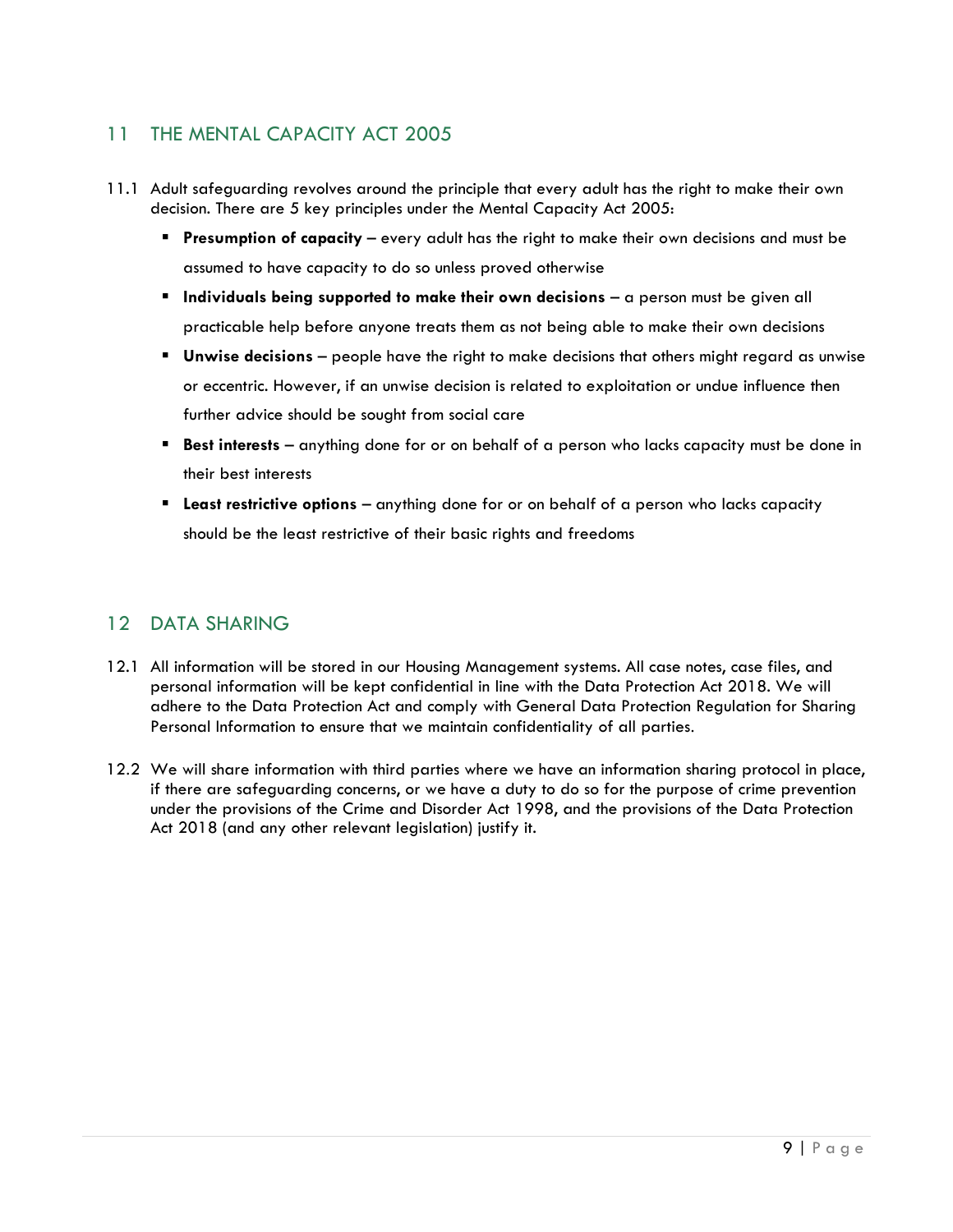## 11 THE MENTAL CAPACITY ACT 2005

11.1 Adult safeguarding revolves around the principle that every adult has the right to make their own decision. There are 5 key principles under the Mental Capacity Act 2005:

- **Presumption of capacity** – every adult has the right to make their own decisions and must be assumed to have capacity to do so unless proved otherwise
- **Individuals being supported to make their own decisions** – a person must be given all practicable help before anyone treats them as not being able to make their own decisions
- **Unwise decisions** – people have the right to make decisions that others might regard as unwise or eccentric. However, if an unwise decision is related to exploitation or undue influence then further advice should be sought from social care
- **Best interests** – anything done for or on behalf of a person who lacks capacity must be done in their best interests
- **Least restrictive options** – anything done for or on behalf of a person who lacks capacity should be the least restrictive of their basic rights and freedoms

## 12 DATA SHARING

12.1 All information will be stored in our Housing Management systems. All case notes, case files, and personal information will be kept confidential in line with the Data Protection Act 2018. We will adhere to the Data Protection Act and comply with General Data Protection Regulation for Sharing Personal Information to ensure that we maintain confidentiality of all parties.

12.2 We will share information with third parties where we have an information sharing protocol in place, if there are safeguarding concerns, or we have a duty to do so for the purpose of crime prevention under the provisions of the Crime and Disorder Act 1998, and the provisions of the Data Protection Act 2018 (and any other relevant legislation) justify it.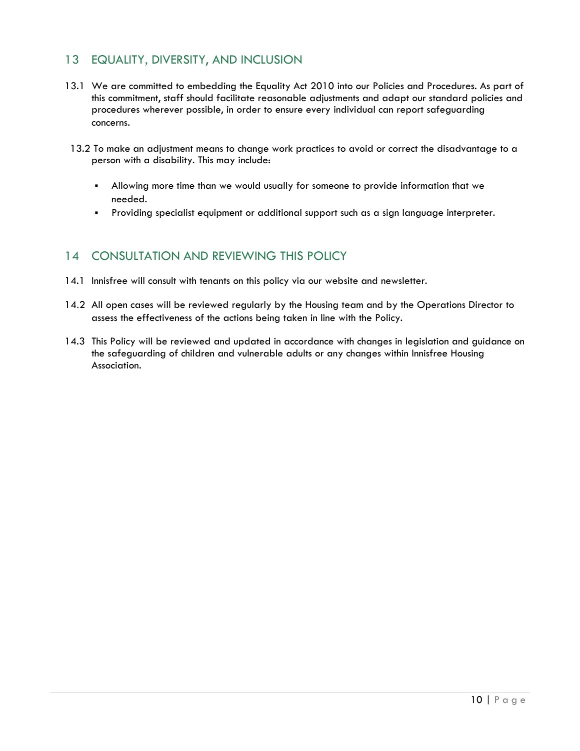## 13 EQUALITY, DIVERSITY, AND INCLUSION

13.1 We are committed to embedding the Equality Act 2010 into our Policies and Procedures. As part of this commitment, staff should facilitate reasonable adjustments and adapt our standard policies and procedures wherever possible, in order to ensure every individual can report safeguarding concerns.

13.2 To make an adjustment means to change work practices to avoid or correct the disadvantage to a person with a disability. This may include:

- Allowing more time than we would usually for someone to provide information that we needed.
- Providing specialist equipment or additional support such as a sign language interpreter.

## 14 CONSULTATION AND REVIEWING THIS POLICY

14.1 Innisfree will consult with tenants on this policy via our website and newsletter.

14.2 All open cases will be reviewed regularly by the Housing team and by the Operations Director to assess the effectiveness of the actions being taken in line with the Policy.

14.3 This Policy will be reviewed and updated in accordance with changes in legislation and guidance on the safeguarding of children and vulnerable adults or any changes within Innisfree Housing Association.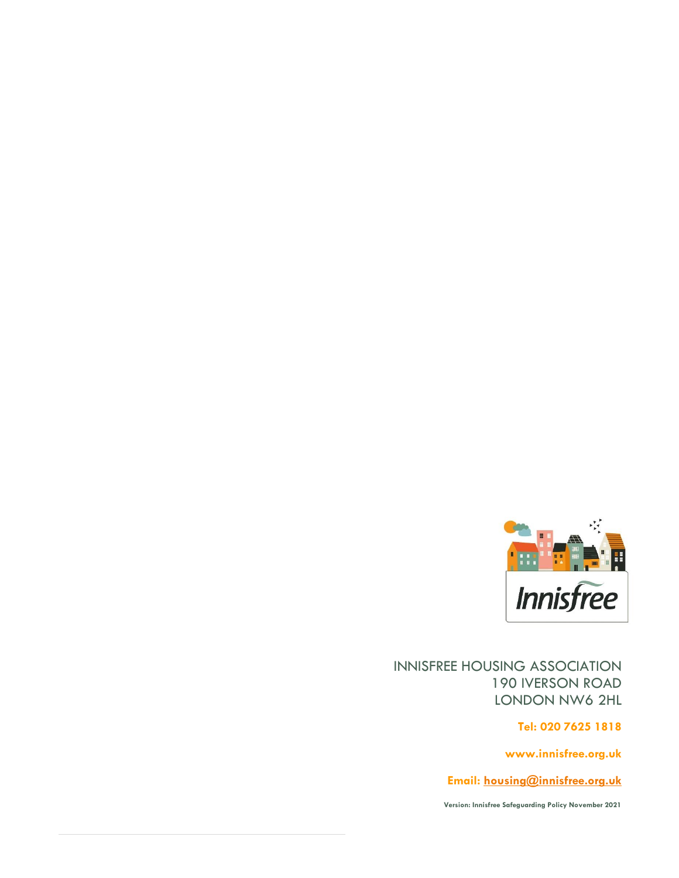INNISFREE HOUSING ASSOCIATION
190 IVERSON ROAD
LONDON NW6 2HL

**Tel: 020 7625 1818**

**www.innisfree.org.uk**

**Email: housing@innisfree.org.uk**

**Version: Innisfree Safeguarding Policy November 2021**